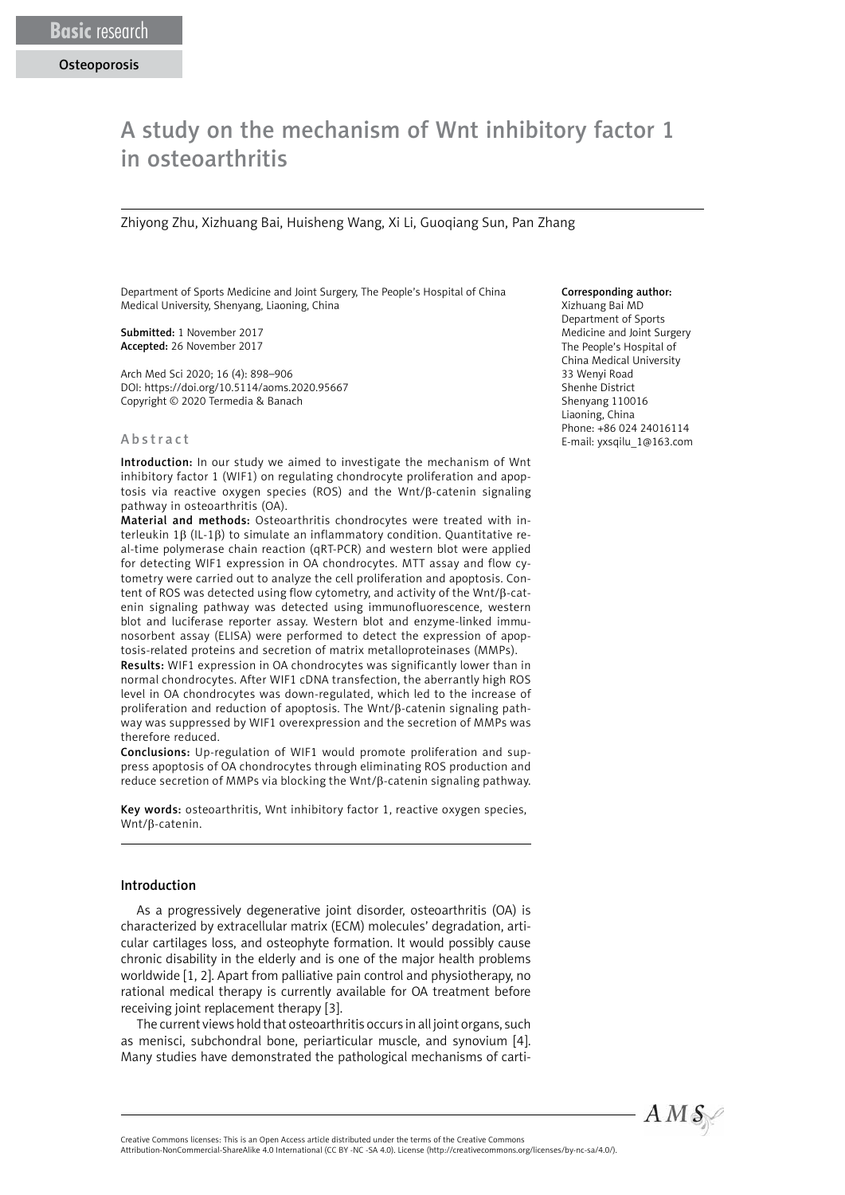Basic research

Osteoporosis

# A study on the mechanism of Wnt inhibitory factor 1 in osteoarthritis

Zhiyong Zhu, Xizhuang Bai, Huisheng Wang, Xi Li, Guoqiang Sun, Pan Zhang

Department of Sports Medicine and Joint Surgery, The People's Hospital of China Medical University, Shenyang, Liaoning, China

**Submitted:** 1 November 2017
**Accepted:** 26 November 2017

Arch Med Sci 2020; 16 (4): 898–906
DOI: https://doi.org/10.5114/aoms.2020.95667
Copyright © 2020 Termedia & Banach

**Corresponding author:**
Xizhuang Bai MD
Department of Sports Medicine and Joint Surgery
The People's Hospital of China Medical University
33 Wenyi Road
Shenhe District
Shenyang 110016
Liaoning, China
Phone: +86 024 24016114
E-mail: yxsqilu_1@163.com

## Abstract

**Introduction:** In our study we aimed to investigate the mechanism of Wnt inhibitory factor 1 (WIF1) on regulating chondrocyte proliferation and apoptosis via reactive oxygen species (ROS) and the Wnt/β-catenin signaling pathway in osteoarthritis (OA).

**Material and methods:** Osteoarthritis chondrocytes were treated with interleukin 1β (IL-1β) to simulate an inflammatory condition. Quantitative real-time polymerase chain reaction (qRT-PCR) and western blot were applied for detecting WIF1 expression in OA chondrocytes. MTT assay and flow cytometry were carried out to analyze the cell proliferation and apoptosis. Content of ROS was detected using flow cytometry, and activity of the Wnt/β-catenin signaling pathway was detected using immunofluorescence, western blot and luciferase reporter assay. Western blot and enzyme-linked immunosorbent assay (ELISA) were performed to detect the expression of apoptosis-related proteins and secretion of matrix metalloproteinases (MMPs).

**Results:** WIF1 expression in OA chondrocytes was significantly lower than in normal chondrocytes. After WIF1 cDNA transfection, the aberrantly high ROS level in OA chondrocytes was down-regulated, which led to the increase of proliferation and reduction of apoptosis. The Wnt/β-catenin signaling pathway was suppressed by WIF1 overexpression and the secretion of MMPs was therefore reduced.

**Conclusions:** Up-regulation of WIF1 would promote proliferation and suppress apoptosis of OA chondrocytes through eliminating ROS production and reduce secretion of MMPs via blocking the Wnt/β-catenin signaling pathway.

**Key words:** osteoarthritis, Wnt inhibitory factor 1, reactive oxygen species, Wnt/β-catenin.

## Introduction

As a progressively degenerative joint disorder, osteoarthritis (OA) is characterized by extracellular matrix (ECM) molecules' degradation, articular cartilages loss, and osteophyte formation. It would possibly cause chronic disability in the elderly and is one of the major health problems worldwide [1, 2]. Apart from palliative pain control and physiotherapy, no rational medical therapy is currently available for OA treatment before receiving joint replacement therapy [3].

The current views hold that osteoarthritis occurs in all joint organs, such as menisci, subchondral bone, periarticular muscle, and synovium [4]. Many studies have demonstrated the pathological mechanisms of carti-

Creative Commons licenses: This is an Open Access article distributed under the terms of the Creative Commons Attribution-NonCommercial-ShareAlike 4.0 International (CC BY -NC -SA 4.0). License (http://creativecommons.org/licenses/by-nc-sa/4.0/).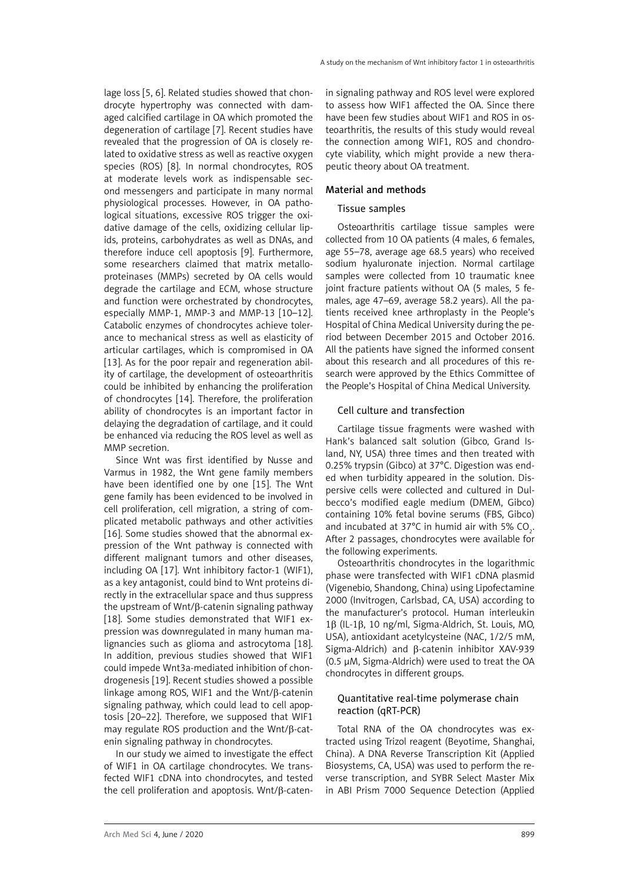lage loss [5, 6]. Related studies showed that chondrocyte hypertrophy was connected with damaged calcified cartilage in OA which promoted the degeneration of cartilage [7]. Recent studies have revealed that the progression of OA is closely related to oxidative stress as well as reactive oxygen species (ROS) [8]. In normal chondrocytes, ROS at moderate levels work as indispensable second messengers and participate in many normal physiological processes. However, in OA pathological situations, excessive ROS trigger the oxidative damage of the cells, oxidizing cellular lipids, proteins, carbohydrates as well as DNAs, and therefore induce cell apoptosis [9]. Furthermore, some researchers claimed that matrix metalloproteinases (MMPs) secreted by OA cells would degrade the cartilage and ECM, whose structure and function were orchestrated by chondrocytes, especially MMP-1, MMP-3 and MMP-13 [10–12]. Catabolic enzymes of chondrocytes achieve tolerance to mechanical stress as well as elasticity of articular cartilages, which is compromised in OA [13]. As for the poor repair and regeneration ability of cartilage, the development of osteoarthritis could be inhibited by enhancing the proliferation of chondrocytes [14]. Therefore, the proliferation ability of chondrocytes is an important factor in delaying the degradation of cartilage, and it could be enhanced via reducing the ROS level as well as MMP secretion.

Since Wnt was first identified by Nusse and Varmus in 1982, the Wnt gene family members have been identified one by one [15]. The Wnt gene family has been evidenced to be involved in cell proliferation, cell migration, a string of complicated metabolic pathways and other activities [16]. Some studies showed that the abnormal expression of the Wnt pathway is connected with different malignant tumors and other diseases, including OA [17]. Wnt inhibitory factor-1 (WIF1), as a key antagonist, could bind to Wnt proteins directly in the extracellular space and thus suppress the upstream of Wnt/β-catenin signaling pathway [18]. Some studies demonstrated that WIF1 expression was downregulated in many human malignancies such as glioma and astrocytoma [18]. In addition, previous studies showed that WIF1 could impede Wnt3a-mediated inhibition of chondrogenesis [19]. Recent studies showed a possible linkage among ROS, WIF1 and the Wnt/β-catenin signaling pathway, which could lead to cell apoptosis [20–22]. Therefore, we supposed that WIF1 may regulate ROS production and the Wnt/β-catenin signaling pathway in chondrocytes.

In our study we aimed to investigate the effect of WIF1 in OA cartilage chondrocytes. We transfected WIF1 cDNA into chondrocytes, and tested the cell proliferation and apoptosis. Wnt/β-catenin signaling pathway and ROS level were explored to assess how WIF1 affected the OA. Since there have been few studies about WIF1 and ROS in osteoarthritis, the results of this study would reveal the connection among WIF1, ROS and chondrocyte viability, which might provide a new therapeutic theory about OA treatment.

## Material and methods

### Tissue samples

Osteoarthritis cartilage tissue samples were collected from 10 OA patients (4 males, 6 females, age 55–78, average age 68.5 years) who received sodium hyaluronate injection. Normal cartilage samples were collected from 10 traumatic knee joint fracture patients without OA (5 males, 5 females, age 47–69, average 58.2 years). All the patients received knee arthroplasty in the People's Hospital of China Medical University during the period between December 2015 and October 2016. All the patients have signed the informed consent about this research and all procedures of this research were approved by the Ethics Committee of the People's Hospital of China Medical University.

### Cell culture and transfection

Cartilage tissue fragments were washed with Hank's balanced salt solution (Gibco, Grand Island, NY, USA) three times and then treated with 0.25% trypsin (Gibco) at 37°C. Digestion was ended when turbidity appeared in the solution. Dispersive cells were collected and cultured in Dulbecco's modified eagle medium (DMEM, Gibco) containing 10% fetal bovine serums (FBS, Gibco) and incubated at 37°C in humid air with 5% $CO_2$. After 2 passages, chondrocytes were available for the following experiments.

Osteoarthritis chondrocytes in the logarithmic phase were transfected with WIF1 cDNA plasmid (Vigenebio, Shandong, China) using Lipofectamine 2000 (Invitrogen, Carlsbad, CA, USA) according to the manufacturer's protocol. Human interleukin 1β (IL-1β, 10 ng/ml, Sigma-Aldrich, St. Louis, MO, USA), antioxidant acetylcysteine (NAC, 1/2/5 mM, Sigma-Aldrich) and β-catenin inhibitor XAV-939 (0.5 μM, Sigma-Aldrich) were used to treat the OA chondrocytes in different groups.

### Quantitative real-time polymerase chain reaction (qRT-PCR)

Total RNA of the OA chondrocytes was extracted using Trizol reagent (Beyotime, Shanghai, China). A DNA Reverse Transcription Kit (Applied Biosystems, CA, USA) was used to perform the reverse transcription, and SYBR Select Master Mix in ABI Prism 7000 Sequence Detection (Applied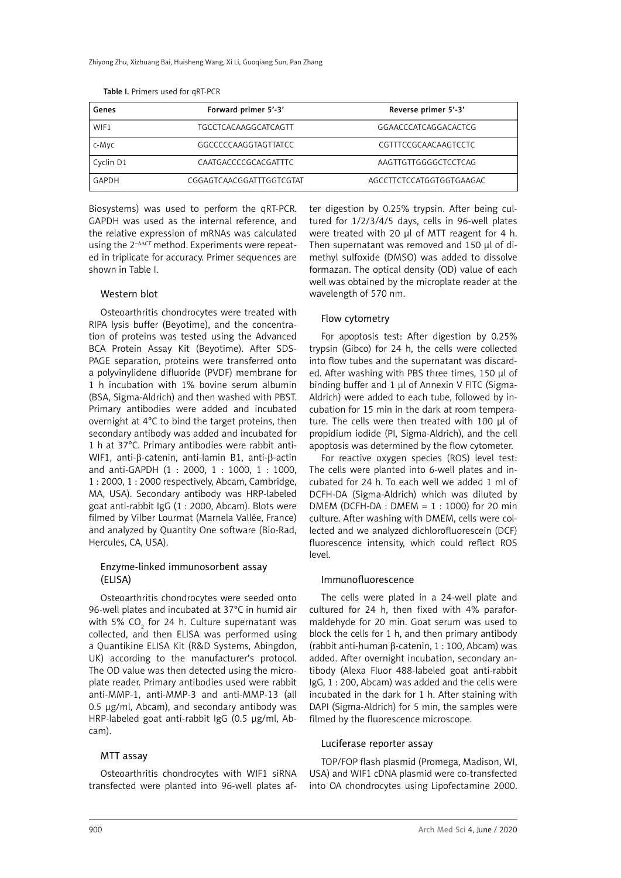Table I. Primers used for qRT-PCR

| Genes | Forward primer 5'-3' | Reverse primer 5'-3' |
|---|---|---|
| WIF1 | TGCCTCACAAGGCATCAGTT | GGAACCCATCAGGACACTCG |
| c-Myc | GGCCCCCAAGGTAGTTATCC | CGTTTCCGCAACAAGTCCTC |
| Cyclin D1 | CAATGACCCCGCACGATTTC | AAGTTGTTGGGGCTCCTCAG |
| GAPDH | CGGAGTCAACGGATTTGGTCGTAT | AGCCTTCTCCATGGTGGTGAAGAC |

Biosystems) was used to perform the qRT-PCR. GAPDH was used as the internal reference, and the relative expression of mRNAs was calculated using the $2^{-\Delta\Delta CT}$ method. Experiments were repeated in triplicate for accuracy. Primer sequences are shown in Table I.

### Western blot

Osteoarthritis chondrocytes were treated with RIPA lysis buffer (Beyotime), and the concentration of proteins was tested using the Advanced BCA Protein Assay Kit (Beyotime). After SDS-PAGE separation, proteins were transferred onto a polyvinylidene difluoride (PVDF) membrane for 1 h incubation with 1% bovine serum albumin (BSA, Sigma-Aldrich) and then washed with PBST. Primary antibodies were added and incubated overnight at 4°C to bind the target proteins, then secondary antibody was added and incubated for 1 h at 37°C. Primary antibodies were rabbit anti-WIF1, anti-β-catenin, anti-lamin B1, anti-β-actin and anti-GAPDH (1 : 2000, 1 : 1000, 1 : 1000, 1 : 2000, 1 : 2000 respectively, Abcam, Cambridge, MA, USA). Secondary antibody was HRP-labeled goat anti-rabbit IgG (1 : 2000, Abcam). Blots were filmed by Vilber Lourmat (Marnela Vallée, France) and analyzed by Quantity One software (Bio-Rad, Hercules, CA, USA).

### Enzyme-linked immunosorbent assay (ELISA)

Osteoarthritis chondrocytes were seeded onto 96-well plates and incubated at 37°C in humid air with 5% $CO_2$ for 24 h. Culture supernatant was collected, and then ELISA was performed using a Quantikine ELISA Kit (R&D Systems, Abingdon, UK) according to the manufacturer's protocol. The OD value was then detected using the microplate reader. Primary antibodies used were rabbit anti-MMP-1, anti-MMP-3 and anti-MMP-13 (all 0.5 µg/ml, Abcam), and secondary antibody was HRP-labeled goat anti-rabbit IgG (0.5 µg/ml, Abcam).

### MTT assay

Osteoarthritis chondrocytes with WIF1 siRNA transfected were planted into 96-well plates after digestion by 0.25% trypsin. After being cultured for 1/2/3/4/5 days, cells in 96-well plates were treated with 20 µl of MTT reagent for 4 h. Then supernatant was removed and 150 µl of dimethyl sulfoxide (DMSO) was added to dissolve formazan. The optical density (OD) value of each well was obtained by the microplate reader at the wavelength of 570 nm.

### Flow cytometry

For apoptosis test: After digestion by 0.25% trypsin (Gibco) for 24 h, the cells were collected into flow tubes and the supernatant was discarded. After washing with PBS three times, 150 µl of binding buffer and 1 µl of Annexin V FITC (Sigma-Aldrich) were added to each tube, followed by incubation for 15 min in the dark at room temperature. The cells were then treated with 100 µl of propidium iodide (PI, Sigma-Aldrich), and the cell apoptosis was determined by the flow cytometer.

For reactive oxygen species (ROS) level test: The cells were planted into 6-well plates and incubated for 24 h. To each well we added 1 ml of DCFH-DA (Sigma-Aldrich) which was diluted by DMEM (DCFH-DA : DMEM = 1 : 1000) for 20 min culture. After washing with DMEM, cells were collected and we analyzed dichlorofluorescein (DCF) fluorescence intensity, which could reflect ROS level.

### Immunofluorescence

The cells were plated in a 24-well plate and cultured for 24 h, then fixed with 4% paraformaldehyde for 20 min. Goat serum was used to block the cells for 1 h, and then primary antibody (rabbit anti-human β-catenin, 1 : 100, Abcam) was added. After overnight incubation, secondary antibody (Alexa Fluor 488-labeled goat anti-rabbit IgG, 1 : 200, Abcam) was added and the cells were incubated in the dark for 1 h. After staining with DAPI (Sigma-Aldrich) for 5 min, the samples were filmed by the fluorescence microscope.

### Luciferase reporter assay

TOP/FOP flash plasmid (Promega, Madison, WI, USA) and WIF1 cDNA plasmid were co-transfected into OA chondrocytes using Lipofectamine 2000.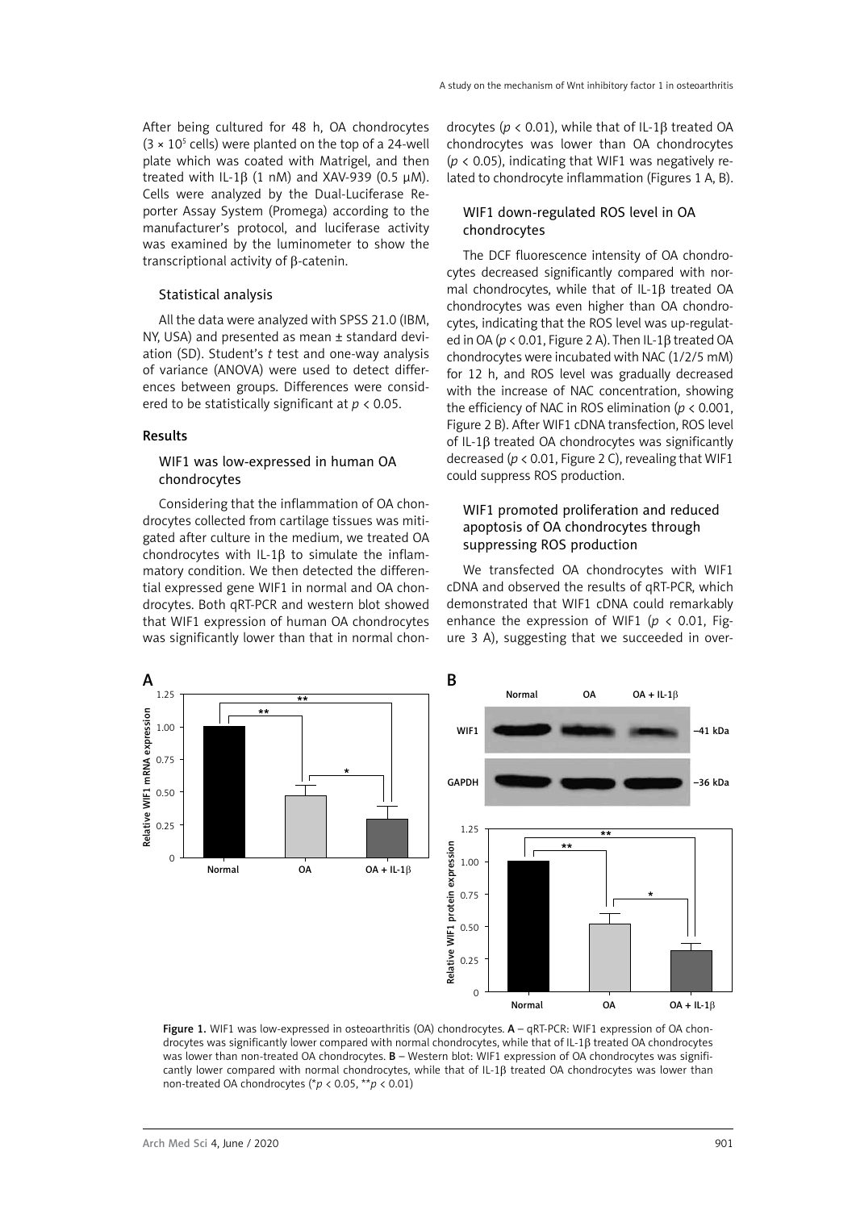After being cultured for 48 h, OA chondrocytes ($3 \times 10^5$ cells) were planted on the top of a 24-well plate which was coated with Matrigel, and then treated with IL-1β (1 nM) and XAV-939 (0.5 μM). Cells were analyzed by the Dual-Luciferase Reporter Assay System (Promega) according to the manufacturer's protocol, and luciferase activity was examined by the luminometer to show the transcriptional activity of β-catenin.

### Statistical analysis

All the data were analyzed with SPSS 21.0 (IBM, NY, USA) and presented as mean ± standard deviation (SD). Student's *t* test and one-way analysis of variance (ANOVA) were used to detect differences between groups. Differences were considered to be statistically significant at $p < 0.05$.

## Results

### WIF1 was low-expressed in human OA chondrocytes

Considering that the inflammation of OA chondrocytes collected from cartilage tissues was mitigated after culture in the medium, we treated OA chondrocytes with IL-1β to simulate the inflammatory condition. We then detected the differential expressed gene WIF1 in normal and OA chondrocytes. Both qRT-PCR and western blot showed that WIF1 expression of human OA chondrocytes was significantly lower than that in normal chondrocytes ($p < 0.01$), while that of IL-1β treated OA chondrocytes was lower than OA chondrocytes ($p < 0.05$), indicating that WIF1 was negatively related to chondrocyte inflammation (Figures 1 A, B).

### WIF1 down-regulated ROS level in OA chondrocytes

The DCF fluorescence intensity of OA chondrocytes decreased significantly compared with normal chondrocytes, while that of IL-1β treated OA chondrocytes was even higher than OA chondrocytes, indicating that the ROS level was up-regulated in OA ($p < 0.01$, Figure 2 A). Then IL-1β treated OA chondrocytes were incubated with NAC (1/2/5 mM) for 12 h, and ROS level was gradually decreased with the increase of NAC concentration, showing the efficiency of NAC in ROS elimination ($p < 0.001$, Figure 2 B). After WIF1 cDNA transfection, ROS level of IL-1β treated OA chondrocytes was significantly decreased ($p < 0.01$, Figure 2 C), revealing that WIF1 could suppress ROS production.

### WIF1 promoted proliferation and reduced apoptosis of OA chondrocytes through suppressing ROS production

We transfected OA chondrocytes with WIF1 cDNA and observed the results of qRT-PCR, which demonstrated that WIF1 cDNA could remarkably enhance the expression of WIF1 ($p < 0.01$, Figure 3 A), suggesting that we succeeded in over-

**Figure 1.** WIF1 was low-expressed in osteoarthritis (OA) chondrocytes. **A** – qRT-PCR: WIF1 expression of OA chondrocytes was significantly lower compared with normal chondrocytes, while that of IL-1β treated OA chondrocytes was lower than non-treated OA chondrocytes. **B** – Western blot: WIF1 expression of OA chondrocytes was significantly lower compared with normal chondrocytes, while that of IL-1β treated OA chondrocytes was lower than non-treated OA chondrocytes (* $p < 0.05$, ** $p < 0.01$)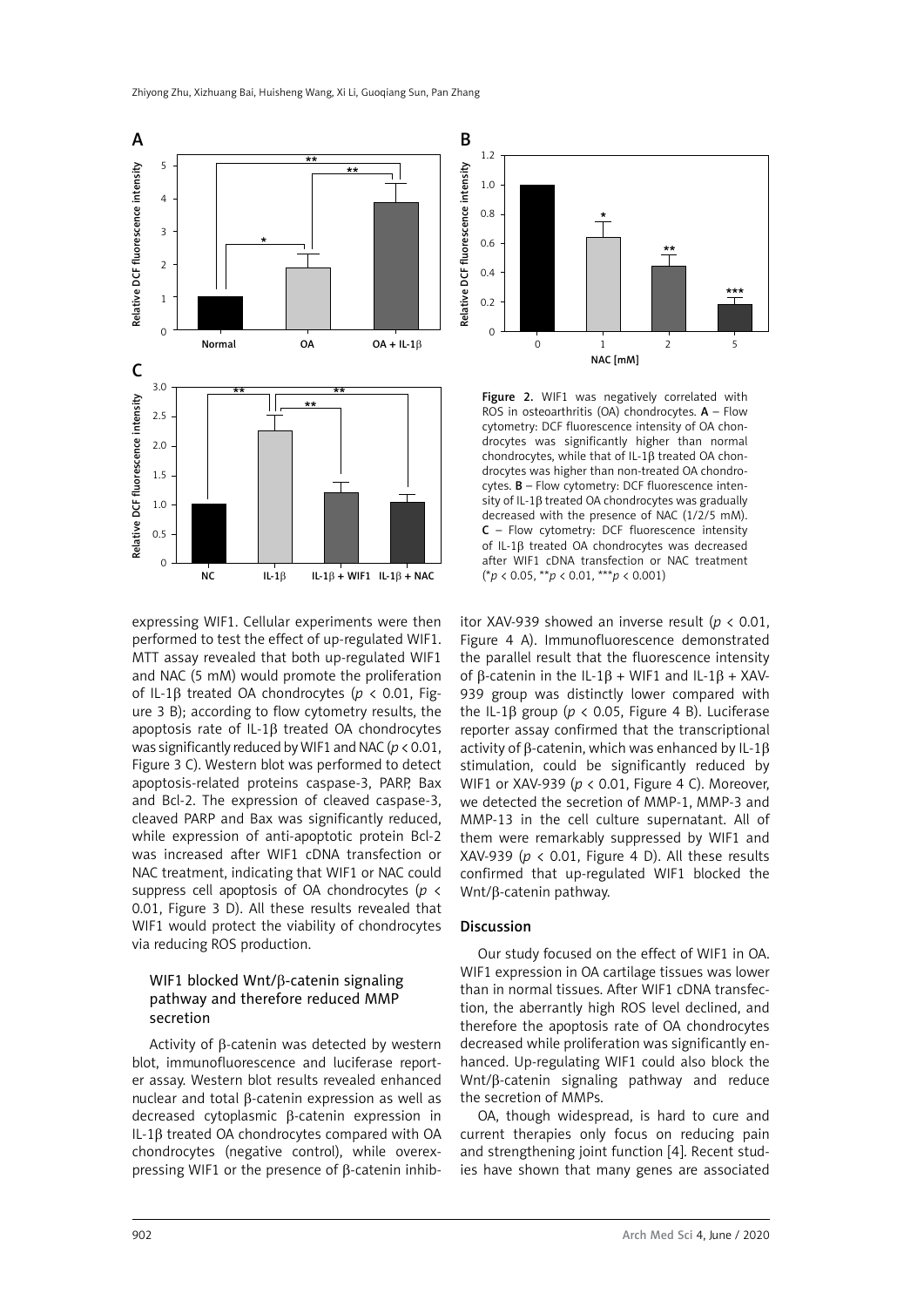Figure 2. WIF1 was negatively correlated with ROS in osteoarthritis (OA) chondrocytes. **A** – Flow cytometry: DCF fluorescence intensity of OA chondrocytes was significantly higher than normal chondrocytes, while that of IL-1β treated OA chondrocytes was higher than non-treated OA chondrocytes. **B** – Flow cytometry: DCF fluorescence intensity of IL-1β treated OA chondrocytes was gradually decreased with the presence of NAC (1/2/5 mM). **C** – Flow cytometry: DCF fluorescence intensity of IL-1β treated OA chondrocytes was decreased after WIF1 cDNA transfection or NAC treatment (*$p < 0.05$, **$p < 0.01$, ***$p < 0.001$)

expressing WIF1. Cellular experiments were then performed to test the effect of up-regulated WIF1. MTT assay revealed that both up-regulated WIF1 and NAC (5 mM) would promote the proliferation of IL-1β treated OA chondrocytes ($p < 0.01$, Figure 3 B); according to flow cytometry results, the apoptosis rate of IL-1β treated OA chondrocytes was significantly reduced by WIF1 and NAC ($p < 0.01$, Figure 3 C). Western blot was performed to detect apoptosis-related proteins caspase-3, PARP, Bax and Bcl-2. The expression of cleaved caspase-3, cleaved PARP and Bax was significantly reduced, while expression of anti-apoptotic protein Bcl-2 was increased after WIF1 cDNA transfection or NAC treatment, indicating that WIF1 or NAC could suppress cell apoptosis of OA chondrocytes ($p < 0.01$, Figure 3 D). All these results revealed that WIF1 would protect the viability of chondrocytes via reducing ROS production.

### WIF1 blocked Wnt/β-catenin signaling pathway and therefore reduced MMP secretion

Activity of β-catenin was detected by western blot, immunofluorescence and luciferase reporter assay. Western blot results revealed enhanced nuclear and total β-catenin expression as well as decreased cytoplasmic β-catenin expression in IL-1β treated OA chondrocytes compared with OA chondrocytes (negative control), while overexpressing WIF1 or the presence of β-catenin inhibitor XAV-939 showed an inverse result ($p < 0.01$, Figure 4 A). Immunofluorescence demonstrated the parallel result that the fluorescence intensity of β-catenin in the IL-1β + WIF1 and IL-1β + XAV-939 group was distinctly lower compared with the IL-1β group ($p < 0.05$, Figure 4 B). Luciferase reporter assay confirmed that the transcriptional activity of β-catenin, which was enhanced by IL-1β stimulation, could be significantly reduced by WIF1 or XAV-939 ($p < 0.01$, Figure 4 C). Moreover, we detected the secretion of MMP-1, MMP-3 and MMP-13 in the cell culture supernatant. All of them were remarkably suppressed by WIF1 and XAV-939 ($p < 0.01$, Figure 4 D). All these results confirmed that up-regulated WIF1 blocked the Wnt/β-catenin pathway.

## Discussion

Our study focused on the effect of WIF1 in OA. WIF1 expression in OA cartilage tissues was lower than in normal tissues. After WIF1 cDNA transfection, the aberrantly high ROS level declined, and therefore the apoptosis rate of OA chondrocytes decreased while proliferation was significantly enhanced. Up-regulating WIF1 could also block the Wnt/β-catenin signaling pathway and reduce the secretion of MMPs.

OA, though widespread, is hard to cure and current therapies only focus on reducing pain and strengthening joint function [4]. Recent studies have shown that many genes are associated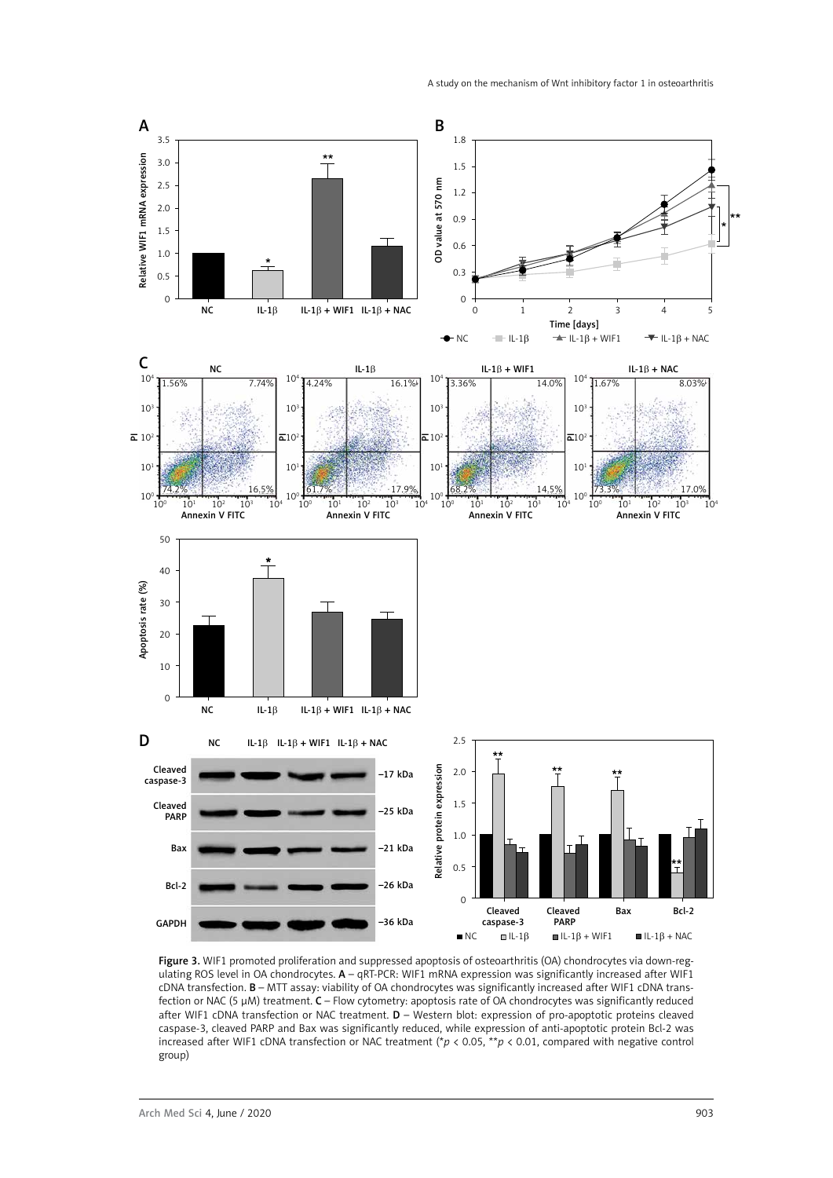**Figure 3.** WIF1 promoted proliferation and suppressed apoptosis of osteoarthritis (OA) chondrocytes via down-regulating ROS level in OA chondrocytes. **A** – qRT-PCR: WIF1 mRNA expression was significantly increased after WIF1 cDNA transfection. **B** – MTT assay: viability of OA chondrocytes was significantly increased after WIF1 cDNA transfection or NAC (5 μM) treatment. **C** – Flow cytometry: apoptosis rate of OA chondrocytes was significantly reduced after WIF1 cDNA transfection or NAC treatment. **D** – Western blot: expression of pro-apoptotic proteins cleaved caspase-3, cleaved PARP and Bax was significantly reduced, while expression of anti-apoptotic protein Bcl-2 was increased after WIF1 cDNA transfection or NAC treatment (*$p < 0.05$, **$p < 0.01$, compared with negative control group)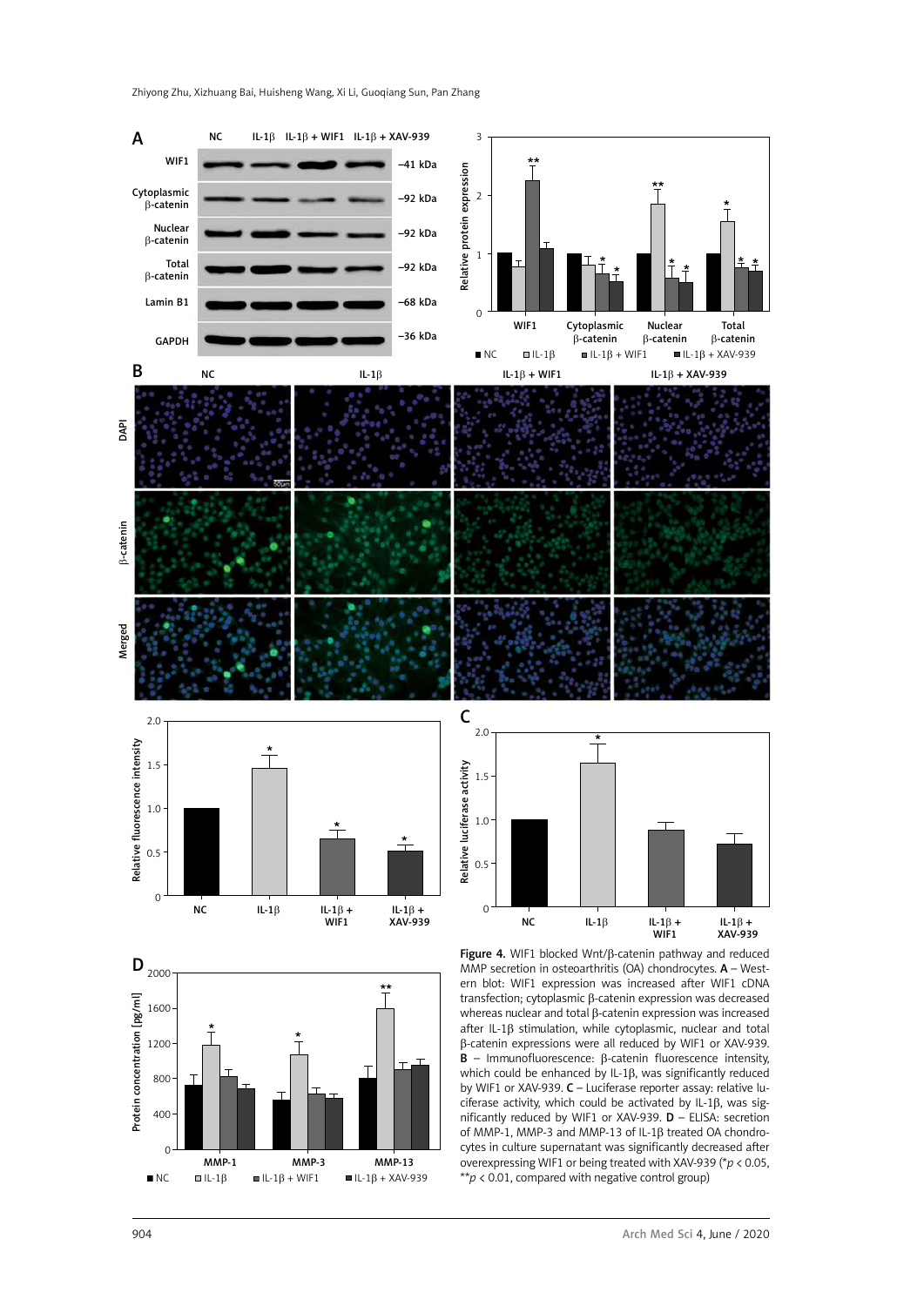**Figure 4.** WIF1 blocked Wnt/β-catenin pathway and reduced MMP secretion in osteoarthritis (OA) chondrocytes. **A** – Western blot: WIF1 expression was increased after WIF1 cDNA transfection; cytoplasmic β-catenin expression was decreased whereas nuclear and total β-catenin expression was increased after IL-1β stimulation, while cytoplasmic, nuclear and total β-catenin expressions were all reduced by WIF1 or XAV-939. **B** – Immunofluorescence: β-catenin fluorescence intensity, which could be enhanced by IL-1β, was significantly reduced by WIF1 or XAV-939. **C** – Luciferase reporter assay: relative luciferase activity, which could be activated by IL-1β, was significantly reduced by WIF1 or XAV-939. **D** – ELISA: secretion of MMP-1, MMP-3 and MMP-13 of IL-1β treated OA chondrocytes in culture supernatant was significantly decreased after overexpressing WIF1 or being treated with XAV-939 (\**p* < 0.05, \*\**p* < 0.01, compared with negative control group)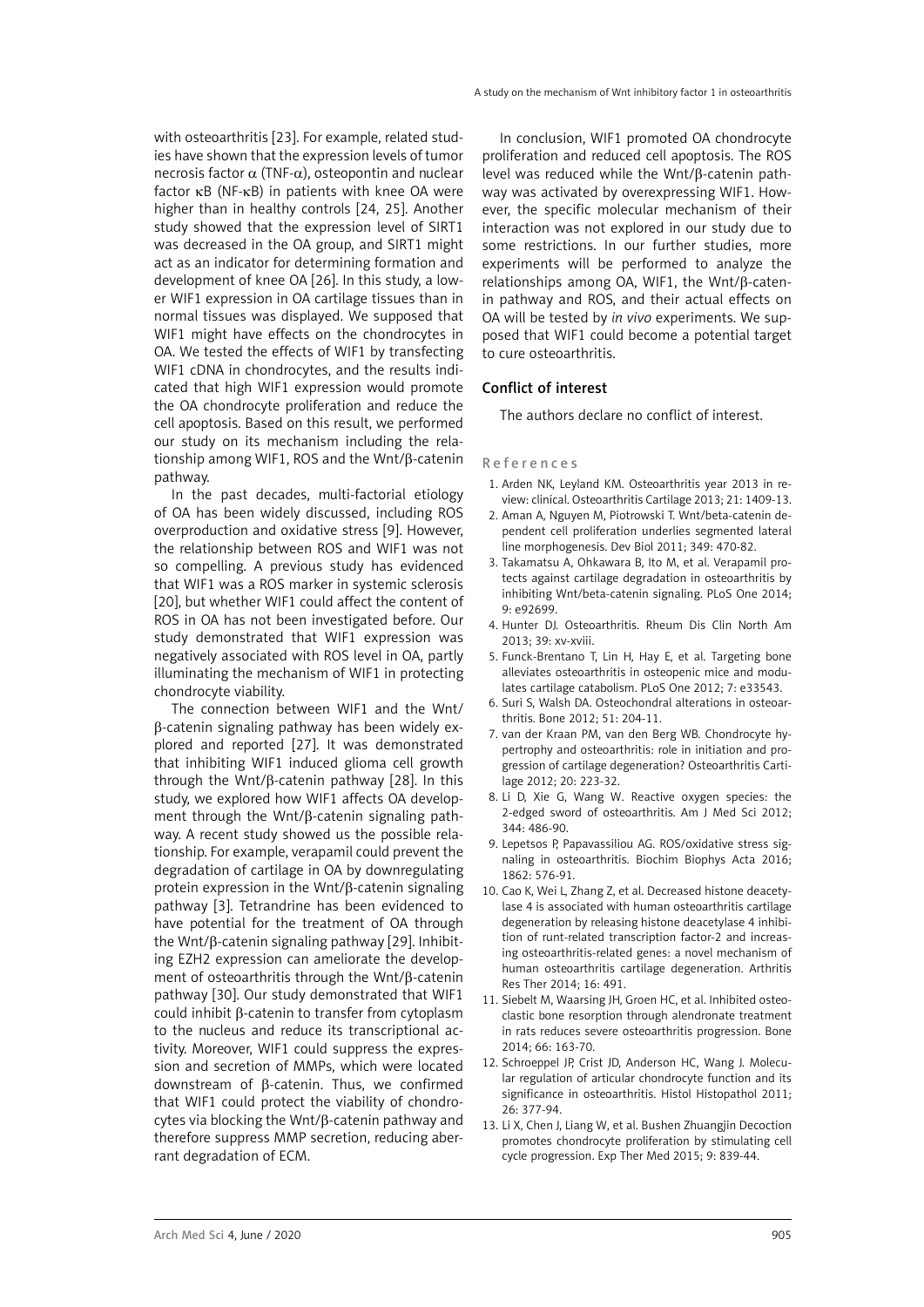with osteoarthritis [23]. For example, related studies have shown that the expression levels of tumor necrosis factor $\alpha$ (TNF-$\alpha$), osteopontin and nuclear factor $\kappa$B (NF-$\kappa$B) in patients with knee OA were higher than in healthy controls [24, 25]. Another study showed that the expression level of SIRT1 was decreased in the OA group, and SIRT1 might act as an indicator for determining formation and development of knee OA [26]. In this study, a lower WIF1 expression in OA cartilage tissues than in normal tissues was displayed. We supposed that WIF1 might have effects on the chondrocytes in OA. We tested the effects of WIF1 by transfecting WIF1 cDNA in chondrocytes, and the results indicated that high WIF1 expression would promote the OA chondrocyte proliferation and reduce the cell apoptosis. Based on this result, we performed our study on its mechanism including the relationship among WIF1, ROS and the Wnt/$\beta$-catenin pathway.

In the past decades, multi-factorial etiology of OA has been widely discussed, including ROS overproduction and oxidative stress [9]. However, the relationship between ROS and WIF1 was not so compelling. A previous study has evidenced that WIF1 was a ROS marker in systemic sclerosis [20], but whether WIF1 could affect the content of ROS in OA has not been investigated before. Our study demonstrated that WIF1 expression was negatively associated with ROS level in OA, partly illuminating the mechanism of WIF1 in protecting chondrocyte viability.

The connection between WIF1 and the Wnt/$\beta$-catenin signaling pathway has been widely explored and reported [27]. It was demonstrated that inhibiting WIF1 induced glioma cell growth through the Wnt/$\beta$-catenin pathway [28]. In this study, we explored how WIF1 affects OA development through the Wnt/$\beta$-catenin signaling pathway. A recent study showed us the possible relationship. For example, verapamil could prevent the degradation of cartilage in OA by downregulating protein expression in the Wnt/$\beta$-catenin signaling pathway [3]. Tetrandrine has been evidenced to have potential for the treatment of OA through the Wnt/$\beta$-catenin signaling pathway [29]. Inhibiting EZH2 expression can ameliorate the development of osteoarthritis through the Wnt/$\beta$-catenin pathway [30]. Our study demonstrated that WIF1 could inhibit $\beta$-catenin to transfer from cytoplasm to the nucleus and reduce its transcriptional activity. Moreover, WIF1 could suppress the expression and secretion of MMPs, which were located downstream of $\beta$-catenin. Thus, we confirmed that WIF1 could protect the viability of chondrocytes via blocking the Wnt/$\beta$-catenin pathway and therefore suppress MMP secretion, reducing aberrant degradation of ECM.

In conclusion, WIF1 promoted OA chondrocyte proliferation and reduced cell apoptosis. The ROS level was reduced while the Wnt/$\beta$-catenin pathway was activated by overexpressing WIF1. However, the specific molecular mechanism of their interaction was not explored in our study due to some restrictions. In our further studies, more experiments will be performed to analyze the relationships among OA, WIF1, the Wnt/$\beta$-catenin pathway and ROS, and their actual effects on OA will be tested by *in vivo* experiments. We supposed that WIF1 could become a potential target to cure osteoarthritis.

## Conflict of interest

The authors declare no conflict of interest.

## References

1. Arden NK, Leyland KM. Osteoarthritis year 2013 in review: clinical. Osteoarthritis Cartilage 2013; 21: 1409-13.
2. Aman A, Nguyen M, Piotrowski T. Wnt/beta-catenin dependent cell proliferation underlies segmented lateral line morphogenesis. Dev Biol 2011; 349: 470-82.
3. Takamatsu A, Ohkawara B, Ito M, et al. Verapamil protects against cartilage degradation in osteoarthritis by inhibiting Wnt/beta-catenin signaling. PLoS One 2014; 9: e92699.
4. Hunter DJ. Osteoarthritis. Rheum Dis Clin North Am 2013; 39: xv-xviii.
5. Funck-Brentano T, Lin H, Hay E, et al. Targeting bone alleviates osteoarthritis in osteopenic mice and modulates cartilage catabolism. PLoS One 2012; 7: e33543.
6. Suri S, Walsh DA. Osteochondral alterations in osteoarthritis. Bone 2012; 51: 204-11.
7. van der Kraan PM, van den Berg WB. Chondrocyte hypertrophy and osteoarthritis: role in initiation and progression of cartilage degeneration? Osteoarthritis Cartilage 2012; 20: 223-32.
8. Li D, Xie G, Wang W. Reactive oxygen species: the 2-edged sword of osteoarthritis. Am J Med Sci 2012; 344: 486-90.
9. Lepetsos P, Papavassiliou AG. ROS/oxidative stress signaling in osteoarthritis. Biochim Biophys Acta 2016; 1862: 576-91.
10. Cao K, Wei L, Zhang Z, et al. Decreased histone deacetylase 4 is associated with human osteoarthritis cartilage degeneration by releasing histone deacetylase 4 inhibition of runt-related transcription factor-2 and increasing osteoarthritis-related genes: a novel mechanism of human osteoarthritis cartilage degeneration. Arthritis Res Ther 2014; 16: 491.
11. Siebelt M, Waarsing JH, Groen HC, et al. Inhibited osteoclastic bone resorption through alendronate treatment in rats reduces severe osteoarthritis progression. Bone 2014; 66: 163-70.
12. Schroeppel JP, Crist JD, Anderson HC, Wang J. Molecular regulation of articular chondrocyte function and its significance in osteoarthritis. Histol Histopathol 2011; 26: 377-94.
13. Li X, Chen J, Liang W, et al. Bushen Zhuangjin Decoction promotes chondrocyte proliferation by stimulating cell cycle progression. Exp Ther Med 2015; 9: 839-44.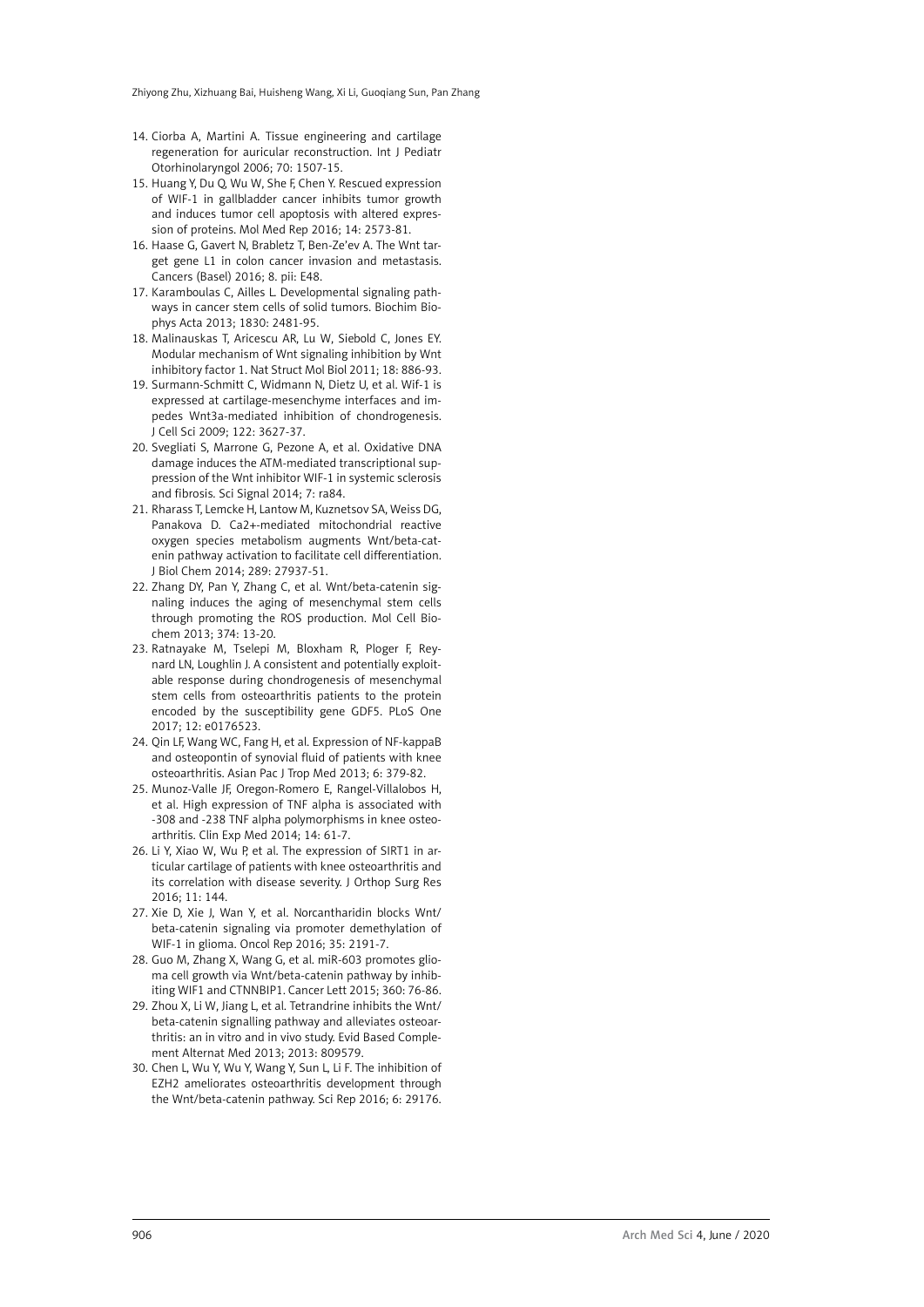14. Ciorba A, Martini A. Tissue engineering and cartilage regeneration for auricular reconstruction. Int J Pediatr Otorhinolaryngol 2006; 70: 1507-15.
15. Huang Y, Du Q, Wu W, She F, Chen Y. Rescued expression of WIF-1 in gallbladder cancer inhibits tumor growth and induces tumor cell apoptosis with altered expression of proteins. Mol Med Rep 2016; 14: 2573-81.
16. Haase G, Gavert N, Brabletz T, Ben-Ze'ev A. The Wnt target gene L1 in colon cancer invasion and metastasis. Cancers (Basel) 2016; 8. pii: E48.
17. Karamboulas C, Ailles L. Developmental signaling pathways in cancer stem cells of solid tumors. Biochim Biophys Acta 2013; 1830: 2481-95.
18. Malinauskas T, Aricescu AR, Lu W, Siebold C, Jones EY. Modular mechanism of Wnt signaling inhibition by Wnt inhibitory factor 1. Nat Struct Mol Biol 2011; 18: 886-93.
19. Surmann-Schmitt C, Widmann N, Dietz U, et al. Wif-1 is expressed at cartilage-mesenchyme interfaces and impedes Wnt3a-mediated inhibition of chondrogenesis. J Cell Sci 2009; 122: 3627-37.
20. Svegliati S, Marrone G, Pezone A, et al. Oxidative DNA damage induces the ATM-mediated transcriptional suppression of the Wnt inhibitor WIF-1 in systemic sclerosis and fibrosis. Sci Signal 2014; 7: ra84.
21. Rharass T, Lemcke H, Lantow M, Kuznetsov SA, Weiss DG, Panakova D. Ca2+-mediated mitochondrial reactive oxygen species metabolism augments Wnt/beta-catenin pathway activation to facilitate cell differentiation. J Biol Chem 2014; 289: 27937-51.
22. Zhang DY, Pan Y, Zhang C, et al. Wnt/beta-catenin signaling induces the aging of mesenchymal stem cells through promoting the ROS production. Mol Cell Biochem 2013; 374: 13-20.
23. Ratnayake M, Tselepi M, Bloxham R, Ploger F, Reynard LN, Loughlin J. A consistent and potentially exploitable response during chondrogenesis of mesenchymal stem cells from osteoarthritis patients to the protein encoded by the susceptibility gene GDF5. PLoS One 2017; 12: e0176523.
24. Qin LF, Wang WC, Fang H, et al. Expression of NF-kappaB and osteopontin of synovial fluid of patients with knee osteoarthritis. Asian Pac J Trop Med 2013; 6: 379-82.
25. Munoz-Valle JF, Oregon-Romero E, Rangel-Villalobos H, et al. High expression of TNF alpha is associated with -308 and -238 TNF alpha polymorphisms in knee osteoarthritis. Clin Exp Med 2014; 14: 61-7.
26. Li Y, Xiao W, Wu P, et al. The expression of SIRT1 in articular cartilage of patients with knee osteoarthritis and its correlation with disease severity. J Orthop Surg Res 2016; 11: 144.
27. Xie D, Xie J, Wan Y, et al. Norcantharidin blocks Wnt/beta-catenin signaling via promoter demethylation of WIF-1 in glioma. Oncol Rep 2016; 35: 2191-7.
28. Guo M, Zhang X, Wang G, et al. miR-603 promotes glioma cell growth via Wnt/beta-catenin pathway by inhibiting WIF1 and CTNNBIP1. Cancer Lett 2015; 360: 76-86.
29. Zhou X, Li W, Jiang L, et al. Tetrandrine inhibits the Wnt/beta-catenin signalling pathway and alleviates osteoarthritis: an in vitro and in vivo study. Evid Based Complement Alternat Med 2013; 2013: 809579.
30. Chen L, Wu Y, Wu Y, Wang Y, Sun L, Li F. The inhibition of EZH2 ameliorates osteoarthritis development through the Wnt/beta-catenin pathway. Sci Rep 2016; 6: 29176.